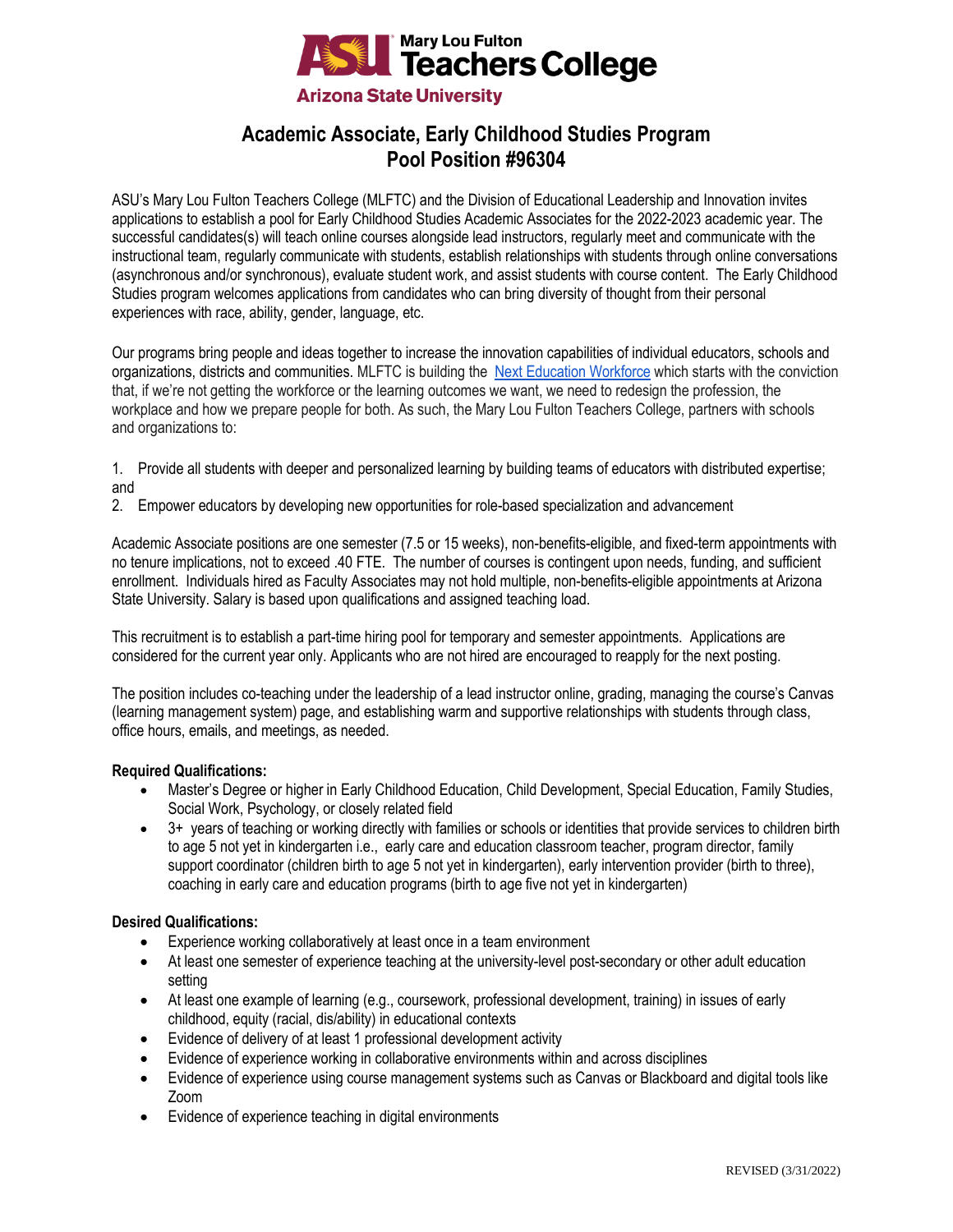Mary Lou Fulton Teachers College
Arizona State University

# Academic Associate, Early Childhood Studies Program
# Pool Position #96304

ASU's Mary Lou Fulton Teachers College (MLFTC) and the Division of Educational Leadership and Innovation invites applications to establish a pool for Early Childhood Studies Academic Associates for the 2022-2023 academic year. The successful candidates(s) will teach online courses alongside lead instructors, regularly meet and communicate with the instructional team, regularly communicate with students, establish relationships with students through online conversations (asynchronous and/or synchronous), evaluate student work, and assist students with course content. The Early Childhood Studies program welcomes applications from candidates who can bring diversity of thought from their personal experiences with race, ability, gender, language, etc.

Our programs bring people and ideas together to increase the innovation capabilities of individual educators, schools and organizations, districts and communities. MLFTC is building the Next Education Workforce which starts with the conviction that, if we're not getting the workforce or the learning outcomes we want, we need to redesign the profession, the workplace and how we prepare people for both. As such, the Mary Lou Fulton Teachers College, partners with schools and organizations to:

1. Provide all students with deeper and personalized learning by building teams of educators with distributed expertise; and
2. Empower educators by developing new opportunities for role-based specialization and advancement

Academic Associate positions are one semester (7.5 or 15 weeks), non-benefits-eligible, and fixed-term appointments with no tenure implications, not to exceed .40 FTE. The number of courses is contingent upon needs, funding, and sufficient enrollment. Individuals hired as Faculty Associates may not hold multiple, non-benefits-eligible appointments at Arizona State University. Salary is based upon qualifications and assigned teaching load.

This recruitment is to establish a part-time hiring pool for temporary and semester appointments. Applications are considered for the current year only. Applicants who are not hired are encouraged to reapply for the next posting.

The position includes co-teaching under the leadership of a lead instructor online, grading, managing the course's Canvas (learning management system) page, and establishing warm and supportive relationships with students through class, office hours, emails, and meetings, as needed.

**Required Qualifications:**

- Master's Degree or higher in Early Childhood Education, Child Development, Special Education, Family Studies, Social Work, Psychology, or closely related field
- 3+ years of teaching or working directly with families or schools or identities that provide services to children birth to age 5 not yet in kindergarten i.e., early care and education classroom teacher, program director, family support coordinator (children birth to age 5 not yet in kindergarten), early intervention provider (birth to three), coaching in early care and education programs (birth to age five not yet in kindergarten)

**Desired Qualifications:**

- Experience working collaboratively at least once in a team environment
- At least one semester of experience teaching at the university-level post-secondary or other adult education setting
- At least one example of learning (e.g., coursework, professional development, training) in issues of early childhood, equity (racial, dis/ability) in educational contexts
- Evidence of delivery of at least 1 professional development activity
- Evidence of experience working in collaborative environments within and across disciplines
- Evidence of experience using course management systems such as Canvas or Blackboard and digital tools like Zoom
- Evidence of experience teaching in digital environments

REVISED (3/31/2022)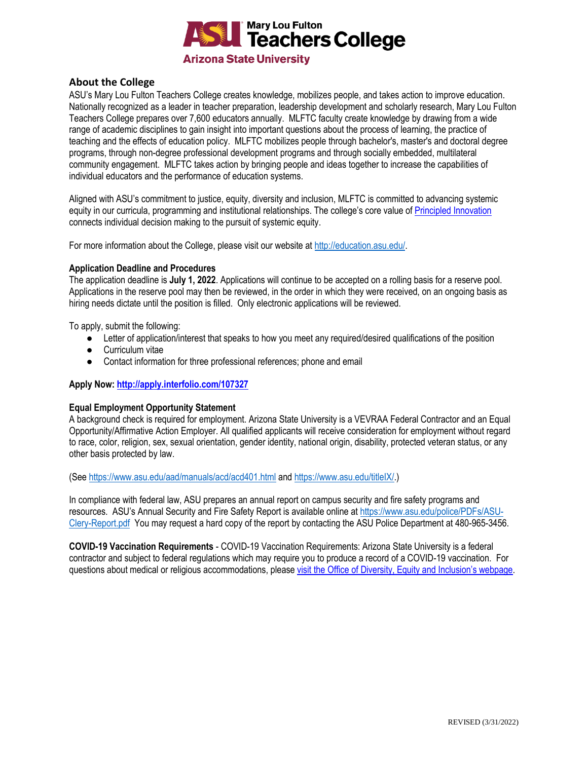## About the College

ASU's Mary Lou Fulton Teachers College creates knowledge, mobilizes people, and takes action to improve education. Nationally recognized as a leader in teacher preparation, leadership development and scholarly research, Mary Lou Fulton Teachers College prepares over 7,600 educators annually. MLFTC faculty create knowledge by drawing from a wide range of academic disciplines to gain insight into important questions about the process of learning, the practice of teaching and the effects of education policy. MLFTC mobilizes people through bachelor's, master's and doctoral degree programs, through non-degree professional development programs and through socially embedded, multilateral community engagement. MLFTC takes action by bringing people and ideas together to increase the capabilities of individual educators and the performance of education systems.

Aligned with ASU's commitment to justice, equity, diversity and inclusion, MLFTC is committed to advancing systemic equity in our curricula, programming and institutional relationships. The college's core value of Principled Innovation connects individual decision making to the pursuit of systemic equity.

For more information about the College, please visit our website at http://education.asu.edu/.

**Application Deadline and Procedures**

The application deadline is **July 1, 2022**. Applications will continue to be accepted on a rolling basis for a reserve pool. Applications in the reserve pool may then be reviewed, in the order in which they were received, on an ongoing basis as hiring needs dictate until the position is filled. Only electronic applications will be reviewed.

To apply, submit the following:

- Letter of application/interest that speaks to how you meet any required/desired qualifications of the position
- Curriculum vitae
- Contact information for three professional references; phone and email

**Apply Now: http://apply.interfolio.com/107327**

**Equal Employment Opportunity Statement**

A background check is required for employment. Arizona State University is a VEVRAA Federal Contractor and an Equal Opportunity/Affirmative Action Employer. All qualified applicants will receive consideration for employment without regard to race, color, religion, sex, sexual orientation, gender identity, national origin, disability, protected veteran status, or any other basis protected by law.

(See https://www.asu.edu/aad/manuals/acd/acd401.html and https://www.asu.edu/titleIX/.)

In compliance with federal law, ASU prepares an annual report on campus security and fire safety programs and resources. ASU's Annual Security and Fire Safety Report is available online at https://www.asu.edu/police/PDFs/ASU-Clery-Report.pdf You may request a hard copy of the report by contacting the ASU Police Department at 480-965-3456.

**COVID-19 Vaccination Requirements** - COVID-19 Vaccination Requirements: Arizona State University is a federal contractor and subject to federal regulations which may require you to produce a record of a COVID-19 vaccination. For questions about medical or religious accommodations, please visit the Office of Diversity, Equity and Inclusion's webpage.

REVISED (3/31/2022)